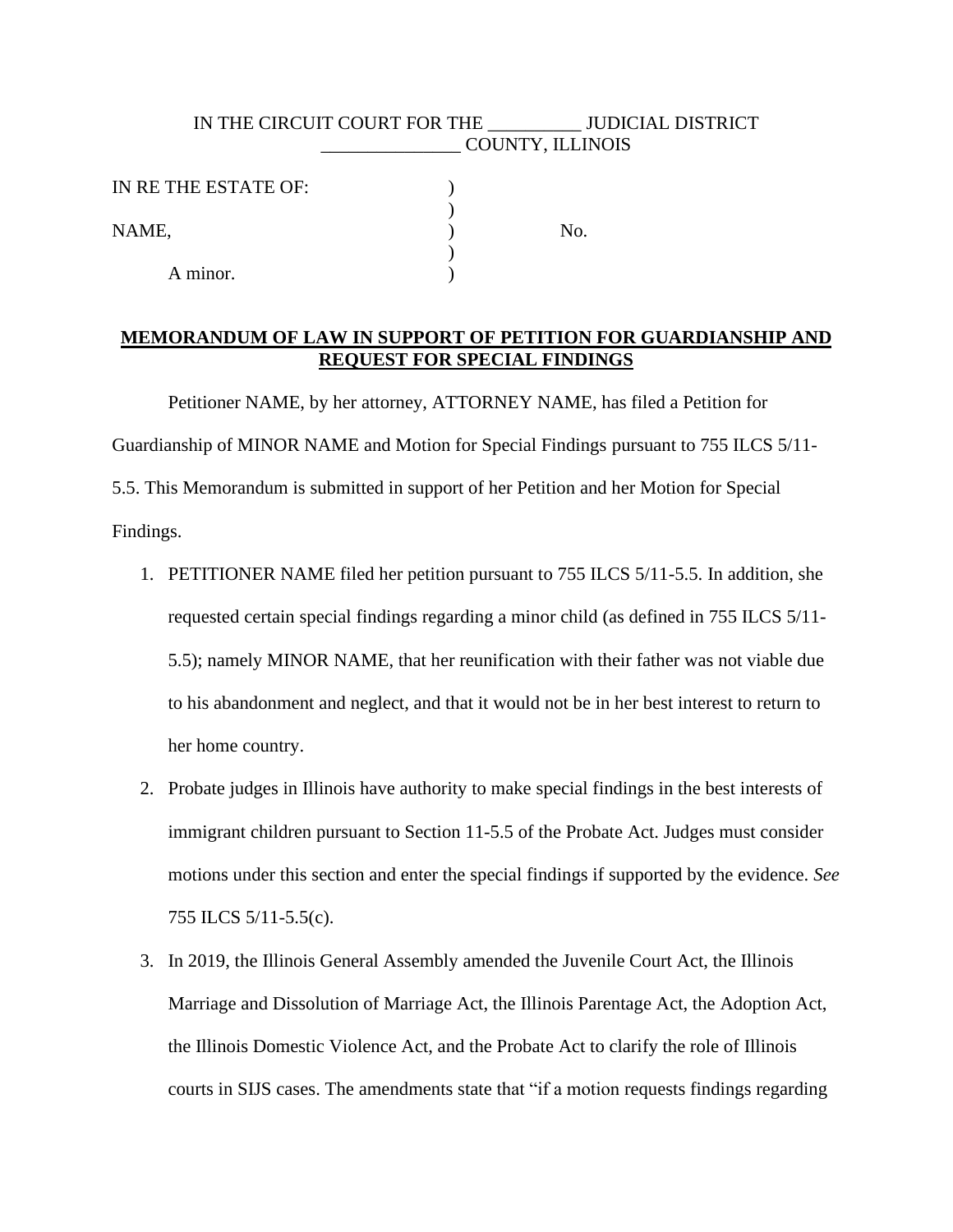IN THE CIRCUIT COURT FOR THE __________ JUDICIAL DISTRICT
_______________ COUNTY, ILLINOIS

| | | |
|---|---|---|
| IN RE THE ESTATE OF: | ) | |
| | ) | |
| NAME, | ) | No. |
| | ) | |
| A minor. | ) | |

**MEMORANDUM OF LAW IN SUPPORT OF PETITION FOR GUARDIANSHIP AND REQUEST FOR SPECIAL FINDINGS**

Petitioner NAME, by her attorney, ATTORNEY NAME, has filed a Petition for Guardianship of MINOR NAME and Motion for Special Findings pursuant to 755 ILCS 5/11-5.5. This Memorandum is submitted in support of her Petition and her Motion for Special Findings.

1. PETITIONER NAME filed her petition pursuant to 755 ILCS 5/11-5.5. In addition, she requested certain special findings regarding a minor child (as defined in 755 ILCS 5/11-5.5); namely MINOR NAME, that her reunification with their father was not viable due to his abandonment and neglect, and that it would not be in her best interest to return to her home country.

2. Probate judges in Illinois have authority to make special findings in the best interests of immigrant children pursuant to Section 11-5.5 of the Probate Act. Judges must consider motions under this section and enter the special findings if supported by the evidence. *See* 755 ILCS 5/11-5.5(c).

3. In 2019, the Illinois General Assembly amended the Juvenile Court Act, the Illinois Marriage and Dissolution of Marriage Act, the Illinois Parentage Act, the Adoption Act, the Illinois Domestic Violence Act, and the Probate Act to clarify the role of Illinois courts in SIJS cases. The amendments state that "if a motion requests findings regarding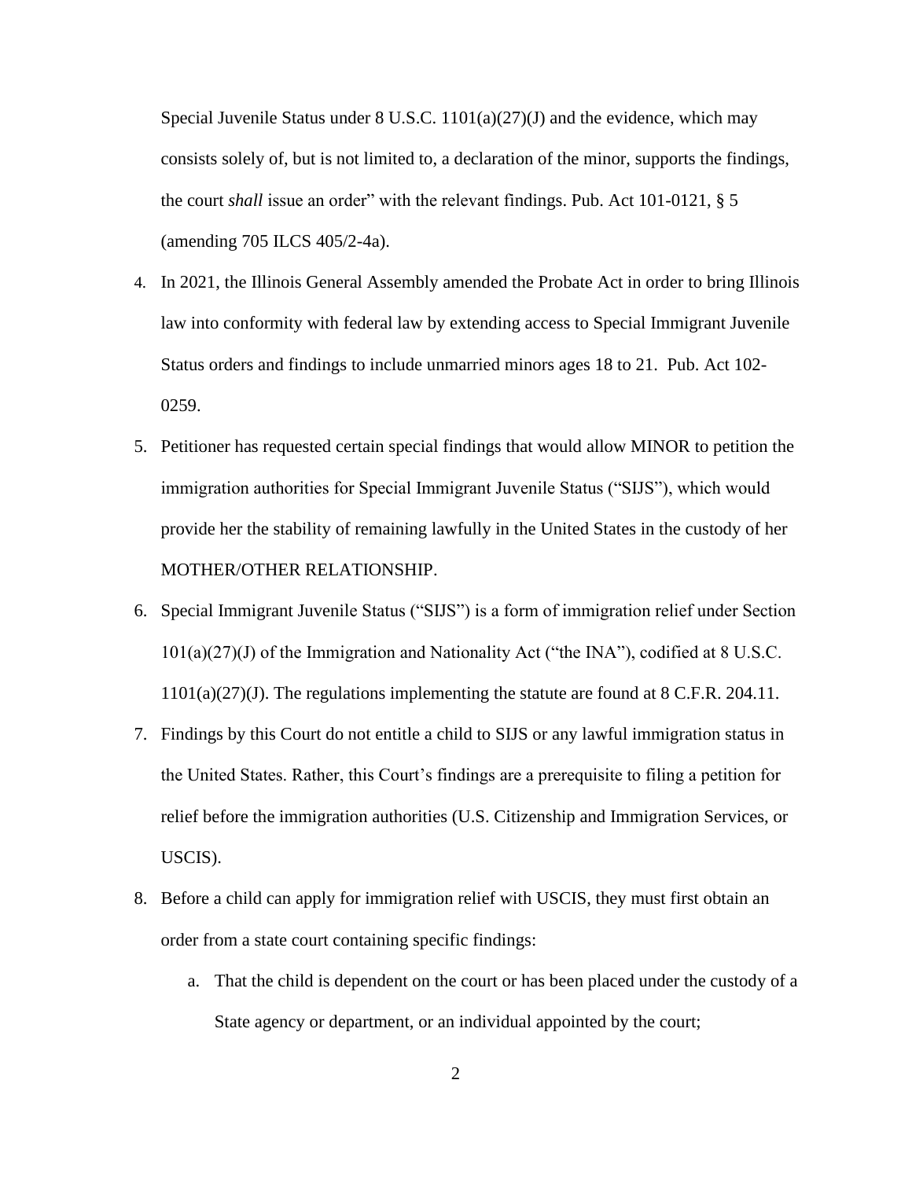Special Juvenile Status under 8 U.S.C. 1101(a)(27)(J) and the evidence, which may consists solely of, but is not limited to, a declaration of the minor, supports the findings, the court *shall* issue an order" with the relevant findings. Pub. Act 101-0121, § 5 (amending 705 ILCS 405/2-4a).

4. In 2021, the Illinois General Assembly amended the Probate Act in order to bring Illinois law into conformity with federal law by extending access to Special Immigrant Juvenile Status orders and findings to include unmarried minors ages 18 to 21. Pub. Act 102-0259.
5. Petitioner has requested certain special findings that would allow MINOR to petition the immigration authorities for Special Immigrant Juvenile Status ("SIJS"), which would provide her the stability of remaining lawfully in the United States in the custody of her MOTHER/OTHER RELATIONSHIP.
6. Special Immigrant Juvenile Status ("SIJS") is a form of immigration relief under Section 101(a)(27)(J) of the Immigration and Nationality Act ("the INA"), codified at 8 U.S.C. 1101(a)(27)(J). The regulations implementing the statute are found at 8 C.F.R. 204.11.
7. Findings by this Court do not entitle a child to SIJS or any lawful immigration status in the United States. Rather, this Court's findings are a prerequisite to filing a petition for relief before the immigration authorities (U.S. Citizenship and Immigration Services, or USCIS).
8. Before a child can apply for immigration relief with USCIS, they must first obtain an order from a state court containing specific findings:
   a. That the child is dependent on the court or has been placed under the custody of a State agency or department, or an individual appointed by the court;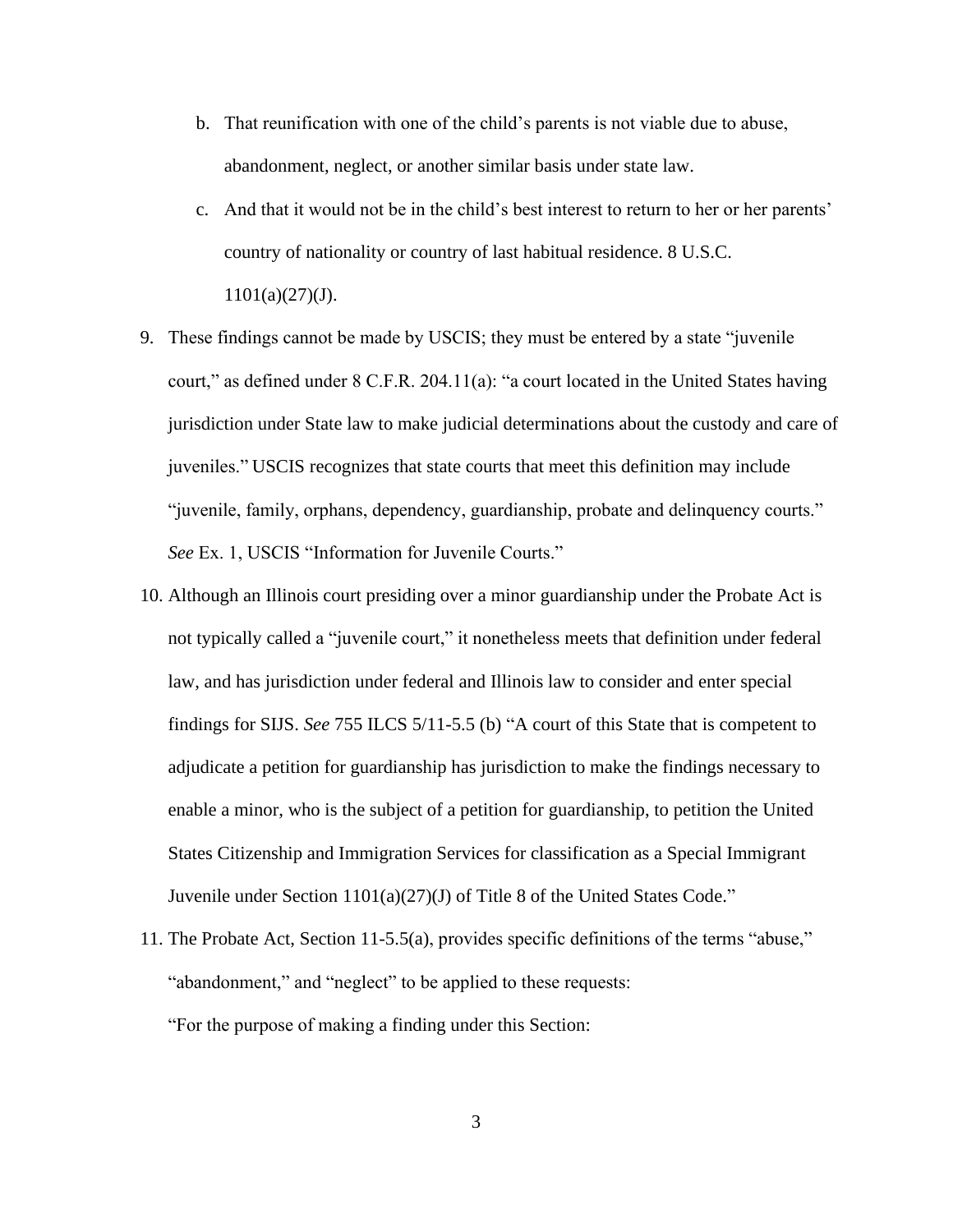b. That reunification with one of the child's parents is not viable due to abuse, abandonment, neglect, or another similar basis under state law.

   c. And that it would not be in the child's best interest to return to her or her parents' country of nationality or country of last habitual residence. 8 U.S.C. 1101(a)(27)(J).

9. These findings cannot be made by USCIS; they must be entered by a state "juvenile court," as defined under 8 C.F.R. 204.11(a): "a court located in the United States having jurisdiction under State law to make judicial determinations about the custody and care of juveniles." USCIS recognizes that state courts that meet this definition may include "juvenile, family, orphans, dependency, guardianship, probate and delinquency courts." *See* Ex. 1, USCIS "Information for Juvenile Courts."

10. Although an Illinois court presiding over a minor guardianship under the Probate Act is not typically called a "juvenile court," it nonetheless meets that definition under federal law, and has jurisdiction under federal and Illinois law to consider and enter special findings for SIJS. *See* 755 ILCS 5/11-5.5 (b) "A court of this State that is competent to adjudicate a petition for guardianship has jurisdiction to make the findings necessary to enable a minor, who is the subject of a petition for guardianship, to petition the United States Citizenship and Immigration Services for classification as a Special Immigrant Juvenile under Section 1101(a)(27)(J) of Title 8 of the United States Code."

11. The Probate Act, Section 11-5.5(a), provides specific definitions of the terms "abuse," "abandonment," and "neglect" to be applied to these requests:

    "For the purpose of making a finding under this Section: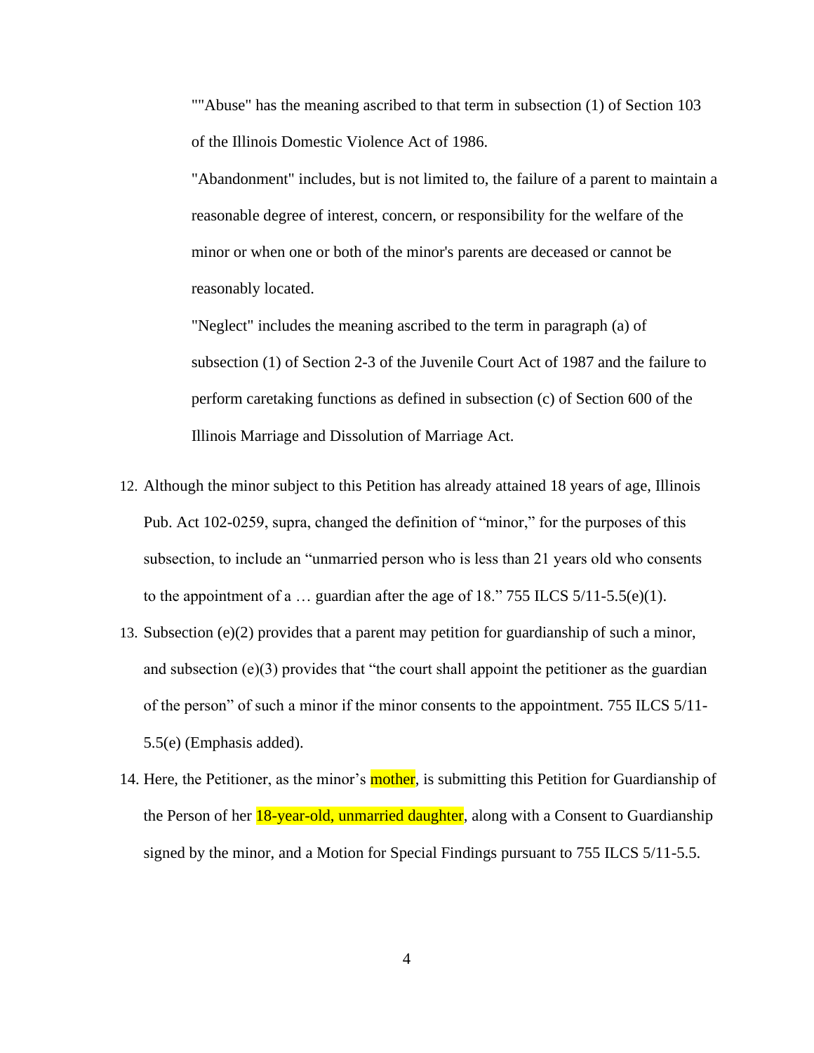""Abuse" has the meaning ascribed to that term in subsection (1) of Section 103 of the Illinois Domestic Violence Act of 1986.

"Abandonment" includes, but is not limited to, the failure of a parent to maintain a reasonable degree of interest, concern, or responsibility for the welfare of the minor or when one or both of the minor's parents are deceased or cannot be reasonably located.

"Neglect" includes the meaning ascribed to the term in paragraph (a) of subsection (1) of Section 2-3 of the Juvenile Court Act of 1987 and the failure to perform caretaking functions as defined in subsection (c) of Section 600 of the Illinois Marriage and Dissolution of Marriage Act.

12. Although the minor subject to this Petition has already attained 18 years of age, Illinois Pub. Act 102-0259, supra, changed the definition of "minor," for the purposes of this subsection, to include an "unmarried person who is less than 21 years old who consents to the appointment of a … guardian after the age of 18." 755 ILCS 5/11-5.5(e)(1).
13. Subsection (e)(2) provides that a parent may petition for guardianship of such a minor, and subsection (e)(3) provides that "the court shall appoint the petitioner as the guardian of the person" of such a minor if the minor consents to the appointment. 755 ILCS 5/11-5.5(e) (Emphasis added).
14. Here, the Petitioner, as the minor's mother, is submitting this Petition for Guardianship of the Person of her 18-year-old, unmarried daughter, along with a Consent to Guardianship signed by the minor, and a Motion for Special Findings pursuant to 755 ILCS 5/11-5.5.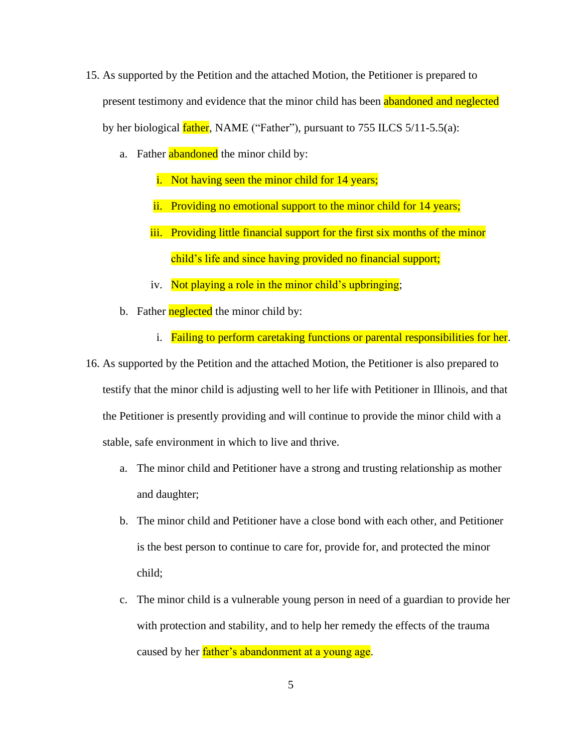15. As supported by the Petition and the attached Motion, the Petitioner is prepared to present testimony and evidence that the minor child has been abandoned and neglected by her biological father, NAME ("Father"), pursuant to 755 ILCS 5/11-5.5(a):

    a. Father abandoned the minor child by:

        i. Not having seen the minor child for 14 years;

        ii. Providing no emotional support to the minor child for 14 years;

        iii. Providing little financial support for the first six months of the minor child's life and since having provided no financial support;

        iv. Not playing a role in the minor child's upbringing;

    b. Father neglected the minor child by:

        i. Failing to perform caretaking functions or parental responsibilities for her.

16. As supported by the Petition and the attached Motion, the Petitioner is also prepared to testify that the minor child is adjusting well to her life with Petitioner in Illinois, and that the Petitioner is presently providing and will continue to provide the minor child with a stable, safe environment in which to live and thrive.

    a. The minor child and Petitioner have a strong and trusting relationship as mother and daughter;

    b. The minor child and Petitioner have a close bond with each other, and Petitioner is the best person to continue to care for, provide for, and protected the minor child;

    c. The minor child is a vulnerable young person in need of a guardian to provide her with protection and stability, and to help her remedy the effects of the trauma caused by her father's abandonment at a young age.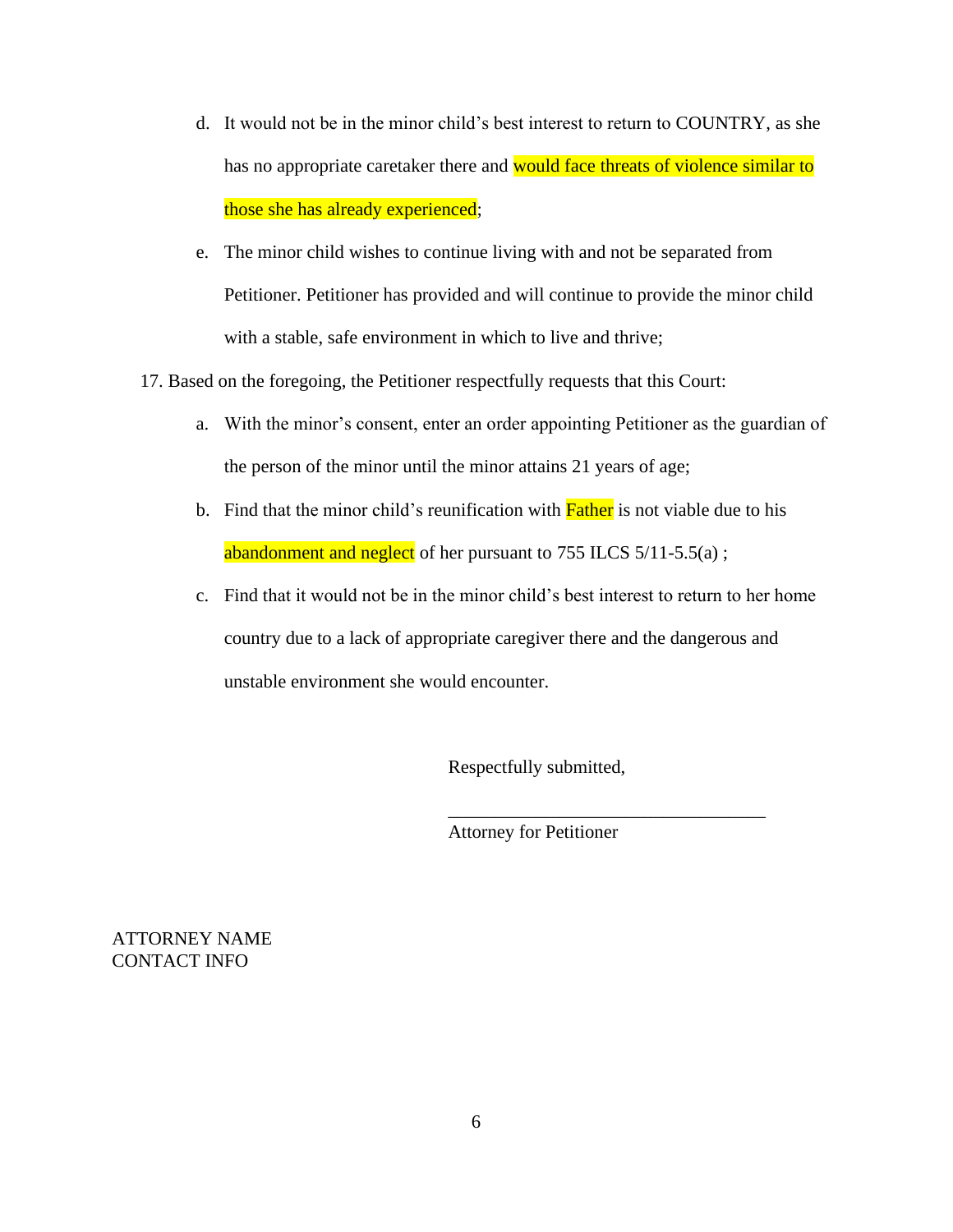d. It would not be in the minor child's best interest to return to COUNTRY, as she has no appropriate caretaker there and would face threats of violence similar to those she has already experienced;

e. The minor child wishes to continue living with and not be separated from Petitioner. Petitioner has provided and will continue to provide the minor child with a stable, safe environment in which to live and thrive;

17. Based on the foregoing, the Petitioner respectfully requests that this Court:

a. With the minor's consent, enter an order appointing Petitioner as the guardian of the person of the minor until the minor attains 21 years of age;

b. Find that the minor child's reunification with Father is not viable due to his abandonment and neglect of her pursuant to 755 ILCS 5/11-5.5(a) ;

c. Find that it would not be in the minor child's best interest to return to her home country due to a lack of appropriate caregiver there and the dangerous and unstable environment she would encounter.

Respectfully submitted,

___________________________________

Attorney for Petitioner

ATTORNEY NAME
CONTACT INFO